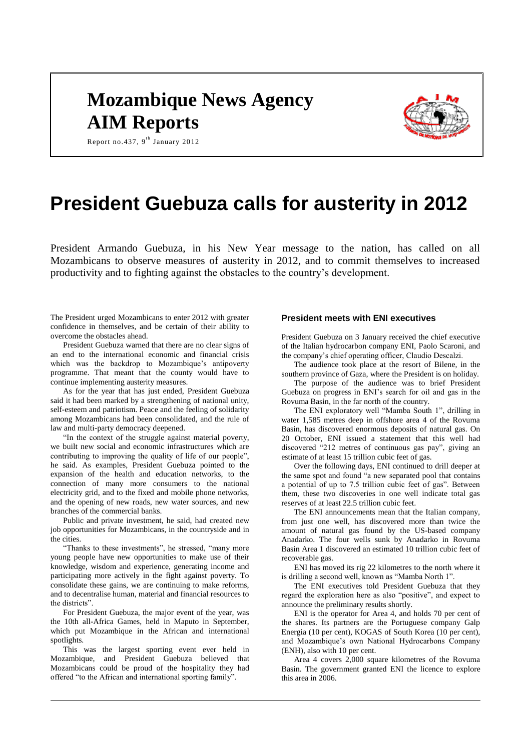# Mozambique News Agency AIM Reports

Report no.437, 9th January 2012

# President Guebuza calls for austerity in 2012

President Armando Guebuza, in his New Year message to the nation, has called on all Mozambicans to observe measures of austerity in 2012, and to commit themselves to increased productivity and to fighting against the obstacles to the country's development.

The President urged Mozambicans to enter 2012 with greater confidence in themselves, and be certain of their ability to overcome the obstacles ahead.

President Guebuza warned that there are no clear signs of an end to the international economic and financial crisis which was the backdrop to Mozambique's antipoverty programme. That meant that the county would have to continue implementing austerity measures.

As for the year that has just ended, President Guebuza said it had been marked by a strengthening of national unity, self-esteem and patriotism. Peace and the feeling of solidarity among Mozambicans had been consolidated, and the rule of law and multi-party democracy deepened.

"In the context of the struggle against material poverty, we built new social and economic infrastructures which are contributing to improving the quality of life of our people", he said. As examples, President Guebuza pointed to the expansion of the health and education networks, to the connection of many more consumers to the national electricity grid, and to the fixed and mobile phone networks, and the opening of new roads, new water sources, and new branches of the commercial banks.

Public and private investment, he said, had created new job opportunities for Mozambicans, in the countryside and in the cities.

"Thanks to these investments", he stressed, "many more young people have new opportunities to make use of their knowledge, wisdom and experience, generating income and participating more actively in the fight against poverty. To consolidate these gains, we are continuing to make reforms, and to decentralise human, material and financial resources to the districts".

For President Guebuza, the major event of the year, was the 10th all-Africa Games, held in Maputo in September, which put Mozambique in the African and international spotlights.

This was the largest sporting event ever held in Mozambique, and President Guebuza believed that Mozambicans could be proud of the hospitality they had offered "to the African and international sporting family".

### President meets with ENI executives

President Guebuza on 3 January received the chief executive of the Italian hydrocarbon company ENI, Paolo Scaroni, and the company's chief operating officer, Claudio Descalzi.

The audience took place at the resort of Bilene, in the southern province of Gaza, where the President is on holiday.

The purpose of the audience was to brief President Guebuza on progress in ENI's search for oil and gas in the Rovuma Basin, in the far north of the country.

The ENI exploratory well "Mamba South 1", drilling in water 1,585 metres deep in offshore area 4 of the Rovuma Basin, has discovered enormous deposits of natural gas. On 20 October, ENI issued a statement that this well had discovered "212 metres of continuous gas pay", giving an estimate of at least 15 trillion cubic feet of gas.

Over the following days, ENI continued to drill deeper at the same spot and found "a new separated pool that contains a potential of up to 7.5 trillion cubic feet of gas". Between them, these two discoveries in one well indicate total gas reserves of at least 22.5 trillion cubic feet.

The ENI announcements mean that the Italian company, from just one well, has discovered more than twice the amount of natural gas found by the US-based company Anadarko. The four wells sunk by Anadarko in Rovuma Basin Area 1 discovered an estimated 10 trillion cubic feet of recoverable gas.

ENI has moved its rig 22 kilometres to the north where it is drilling a second well, known as "Mamba North 1".

The ENI executives told President Guebuza that they regard the exploration here as also "positive", and expect to announce the preliminary results shortly.

ENI is the operator for Area 4, and holds 70 per cent of the shares. Its partners are the Portuguese company Galp Energia (10 per cent), KOGAS of South Korea (10 per cent), and Mozambique's own National Hydrocarbons Company (ENH), also with 10 per cent.

Area 4 covers 2,000 square kilometres of the Rovuma Basin. The government granted ENI the licence to explore this area in 2006.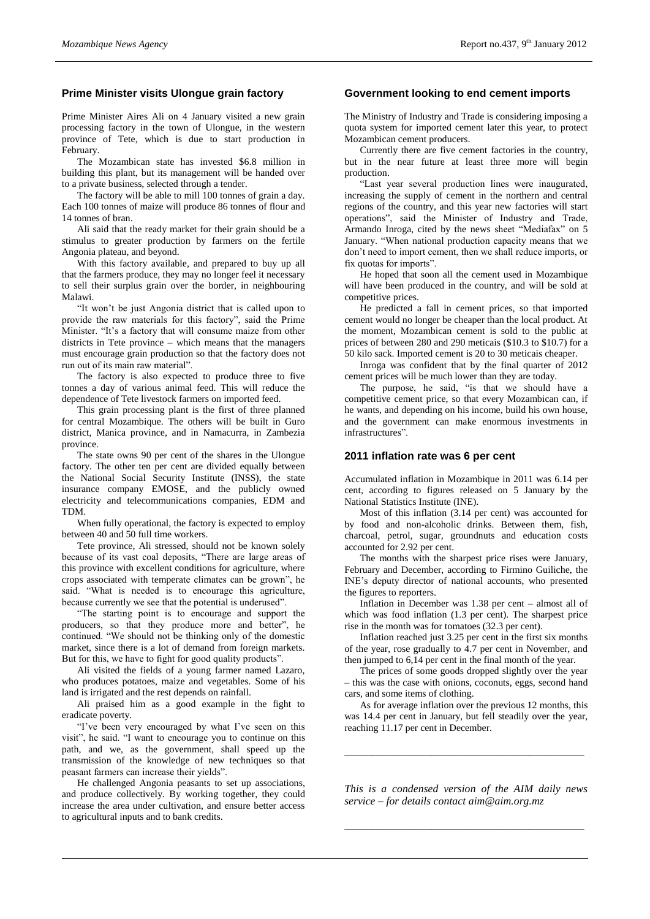## Prime Minister visits Ulongue grain factory

Prime Minister Aires Ali on 4 January visited a new grain processing factory in the town of Ulongue, in the western province of Tete, which is due to start production in February.

The Mozambican state has invested $6.8 million in building this plant, but its management will be handed over to a private business, selected through a tender.

The factory will be able to mill 100 tonnes of grain a day. Each 100 tonnes of maize will produce 86 tonnes of flour and 14 tonnes of bran.

Ali said that the ready market for their grain should be a stimulus to greater production by farmers on the fertile Angonia plateau, and beyond.

With this factory available, and prepared to buy up all that the farmers produce, they may no longer feel it necessary to sell their surplus grain over the border, in neighbouring Malawi.

"It won't be just Angonia district that is called upon to provide the raw materials for this factory", said the Prime Minister. "It's a factory that will consume maize from other districts in Tete province – which means that the managers must encourage grain production so that the factory does not run out of its main raw material".

The factory is also expected to produce three to five tonnes a day of various animal feed. This will reduce the dependence of Tete livestock farmers on imported feed.

This grain processing plant is the first of three planned for central Mozambique. The others will be built in Guro district, Manica province, and in Namacurra, in Zambezia province.

The state owns 90 per cent of the shares in the Ulongue factory. The other ten per cent are divided equally between the National Social Security Institute (INSS), the state insurance company EMOSE, and the publicly owned electricity and telecommunications companies, EDM and TDM.

When fully operational, the factory is expected to employ between 40 and 50 full time workers.

Tete province, Ali stressed, should not be known solely because of its vast coal deposits, "There are large areas of this province with excellent conditions for agriculture, where crops associated with temperate climates can be grown", he said. "What is needed is to encourage this agriculture, because currently we see that the potential is underused".

"The starting point is to encourage and support the producers, so that they produce more and better", he continued. "We should not be thinking only of the domestic market, since there is a lot of demand from foreign markets. But for this, we have to fight for good quality products".

Ali visited the fields of a young farmer named Lazaro, who produces potatoes, maize and vegetables. Some of his land is irrigated and the rest depends on rainfall.

Ali praised him as a good example in the fight to eradicate poverty.

"I've been very encouraged by what I've seen on this visit", he said. "I want to encourage you to continue on this path, and we, as the government, shall speed up the transmission of the knowledge of new techniques so that peasant farmers can increase their yields".

He challenged Angonia peasants to set up associations, and produce collectively. By working together, they could increase the area under cultivation, and ensure better access to agricultural inputs and to bank credits.

## Government looking to end cement imports

The Ministry of Industry and Trade is considering imposing a quota system for imported cement later this year, to protect Mozambican cement producers.

Currently there are five cement factories in the country, but in the near future at least three more will begin production.

"Last year several production lines were inaugurated, increasing the supply of cement in the northern and central regions of the country, and this year new factories will start operations", said the Minister of Industry and Trade, Armando Inroga, cited by the news sheet "Mediafax" on 5 January. "When national production capacity means that we don't need to import cement, then we shall reduce imports, or fix quotas for imports".

He hoped that soon all the cement used in Mozambique will have been produced in the country, and will be sold at competitive prices.

He predicted a fall in cement prices, so that imported cement would no longer be cheaper than the local product. At the moment, Mozambican cement is sold to the public at prices of between 280 and 290 meticais ($10.3 to $10.7) for a 50 kilo sack. Imported cement is 20 to 30 meticais cheaper.

Inroga was confident that by the final quarter of 2012 cement prices will be much lower than they are today.

The purpose, he said, "is that we should have a competitive cement price, so that every Mozambican can, if he wants, and depending on his income, build his own house, and the government can make enormous investments in infrastructures".

## 2011 inflation rate was 6 per cent

Accumulated inflation in Mozambique in 2011 was 6.14 per cent, according to figures released on 5 January by the National Statistics Institute (INE).

Most of this inflation (3.14 per cent) was accounted for by food and non-alcoholic drinks. Between them, fish, charcoal, petrol, sugar, groundnuts and education costs accounted for 2.92 per cent.

The months with the sharpest price rises were January, February and December, according to Firmino Guiliche, the INE's deputy director of national accounts, who presented the figures to reporters.

Inflation in December was 1.38 per cent – almost all of which was food inflation (1.3 per cent). The sharpest price rise in the month was for tomatoes (32.3 per cent).

Inflation reached just 3.25 per cent in the first six months of the year, rose gradually to 4.7 per cent in November, and then jumped to 6,14 per cent in the final month of the year.

The prices of some goods dropped slightly over the year – this was the case with onions, coconuts, eggs, second hand cars, and some items of clothing.

As for average inflation over the previous 12 months, this was 14.4 per cent in January, but fell steadily over the year, reaching 11.17 per cent in December.

---

*This is a condensed version of the AIM daily news service – for details contact aim@aim.org.mz*

---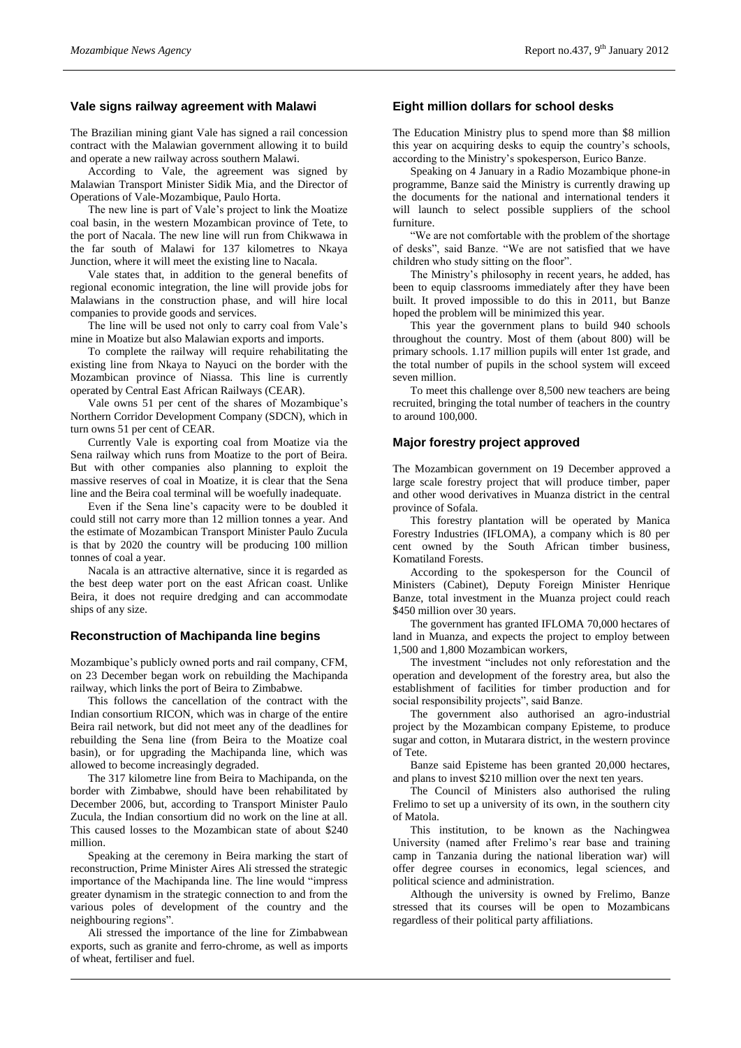## Vale signs railway agreement with Malawi

The Brazilian mining giant Vale has signed a rail concession contract with the Malawian government allowing it to build and operate a new railway across southern Malawi.

According to Vale, the agreement was signed by Malawian Transport Minister Sidik Mia, and the Director of Operations of Vale-Mozambique, Paulo Horta.

The new line is part of Vale's project to link the Moatize coal basin, in the western Mozambican province of Tete, to the port of Nacala. The new line will run from Chikwawa in the far south of Malawi for 137 kilometres to Nkaya Junction, where it will meet the existing line to Nacala.

Vale states that, in addition to the general benefits of regional economic integration, the line will provide jobs for Malawians in the construction phase, and will hire local companies to provide goods and services.

The line will be used not only to carry coal from Vale's mine in Moatize but also Malawian exports and imports.

To complete the railway will require rehabilitating the existing line from Nkaya to Nayuci on the border with the Mozambican province of Niassa. This line is currently operated by Central East African Railways (CEAR).

Vale owns 51 per cent of the shares of Mozambique's Northern Corridor Development Company (SDCN), which in turn owns 51 per cent of CEAR.

Currently Vale is exporting coal from Moatize via the Sena railway which runs from Moatize to the port of Beira. But with other companies also planning to exploit the massive reserves of coal in Moatize, it is clear that the Sena line and the Beira coal terminal will be woefully inadequate.

Even if the Sena line's capacity were to be doubled it could still not carry more than 12 million tonnes a year. And the estimate of Mozambican Transport Minister Paulo Zucula is that by 2020 the country will be producing 100 million tonnes of coal a year.

Nacala is an attractive alternative, since it is regarded as the best deep water port on the east African coast. Unlike Beira, it does not require dredging and can accommodate ships of any size.

## Reconstruction of Machipanda line begins

Mozambique's publicly owned ports and rail company, CFM, on 23 December began work on rebuilding the Machipanda railway, which links the port of Beira to Zimbabwe.

This follows the cancellation of the contract with the Indian consortium RICON, which was in charge of the entire Beira rail network, but did not meet any of the deadlines for rebuilding the Sena line (from Beira to the Moatize coal basin), or for upgrading the Machipanda line, which was allowed to become increasingly degraded.

The 317 kilometre line from Beira to Machipanda, on the border with Zimbabwe, should have been rehabilitated by December 2006, but, according to Transport Minister Paulo Zucula, the Indian consortium did no work on the line at all. This caused losses to the Mozambican state of about $240 million.

Speaking at the ceremony in Beira marking the start of reconstruction, Prime Minister Aires Ali stressed the strategic importance of the Machipanda line. The line would "impress greater dynamism in the strategic connection to and from the various poles of development of the country and the neighbouring regions".

Ali stressed the importance of the line for Zimbabwean exports, such as granite and ferro-chrome, as well as imports of wheat, fertiliser and fuel.

## Eight million dollars for school desks

The Education Ministry plus to spend more than $8 million this year on acquiring desks to equip the country's schools, according to the Ministry's spokesperson, Eurico Banze.

Speaking on 4 January in a Radio Mozambique phone-in programme, Banze said the Ministry is currently drawing up the documents for the national and international tenders it will launch to select possible suppliers of the school furniture.

"We are not comfortable with the problem of the shortage of desks", said Banze. "We are not satisfied that we have children who study sitting on the floor".

The Ministry's philosophy in recent years, he added, has been to equip classrooms immediately after they have been built. It proved impossible to do this in 2011, but Banze hoped the problem will be minimized this year.

This year the government plans to build 940 schools throughout the country. Most of them (about 800) will be primary schools. 1.17 million pupils will enter 1st grade, and the total number of pupils in the school system will exceed seven million.

To meet this challenge over 8,500 new teachers are being recruited, bringing the total number of teachers in the country to around 100,000.

## Major forestry project approved

The Mozambican government on 19 December approved a large scale forestry project that will produce timber, paper and other wood derivatives in Muanza district in the central province of Sofala.

This forestry plantation will be operated by Manica Forestry Industries (IFLOMA), a company which is 80 per cent owned by the South African timber business, Komatiland Forests.

According to the spokesperson for the Council of Ministers (Cabinet), Deputy Foreign Minister Henrique Banze, total investment in the Muanza project could reach $450 million over 30 years.

The government has granted IFLOMA 70,000 hectares of land in Muanza, and expects the project to employ between 1,500 and 1,800 Mozambican workers,

The investment "includes not only reforestation and the operation and development of the forestry area, but also the establishment of facilities for timber production and for social responsibility projects", said Banze.

The government also authorised an agro-industrial project by the Mozambican company Episteme, to produce sugar and cotton, in Mutarara district, in the western province of Tete.

Banze said Episteme has been granted 20,000 hectares, and plans to invest $210 million over the next ten years.

The Council of Ministers also authorised the ruling Frelimo to set up a university of its own, in the southern city of Matola.

This institution, to be known as the Nachingwea University (named after Frelimo's rear base and training camp in Tanzania during the national liberation war) will offer degree courses in economics, legal sciences, and political science and administration.

Although the university is owned by Frelimo, Banze stressed that its courses will be open to Mozambicans regardless of their political party affiliations.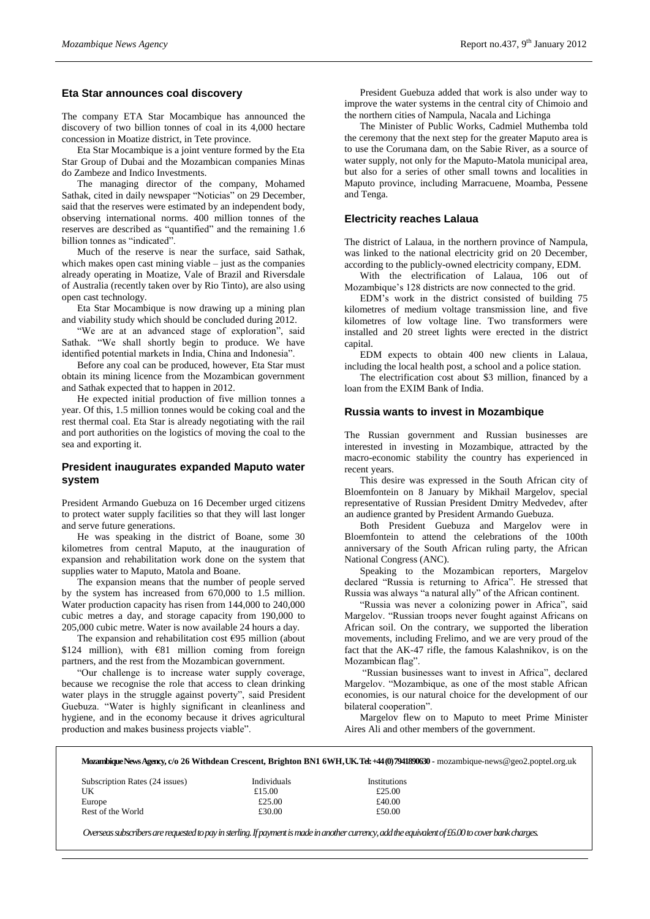## Eta Star announces coal discovery

The company ETA Star Mocambique has announced the discovery of two billion tonnes of coal in its 4,000 hectare concession in Moatize district, in Tete province.

Eta Star Mocambique is a joint venture formed by the Eta Star Group of Dubai and the Mozambican companies Minas do Zambeze and Indico Investments.

The managing director of the company, Mohamed Sathak, cited in daily newspaper "Noticias" on 29 December, said that the reserves were estimated by an independent body, observing international norms. 400 million tonnes of the reserves are described as "quantified" and the remaining 1.6 billion tonnes as "indicated".

Much of the reserve is near the surface, said Sathak, which makes open cast mining viable – just as the companies already operating in Moatize, Vale of Brazil and Riversdale of Australia (recently taken over by Rio Tinto), are also using open cast technology.

Eta Star Mocambique is now drawing up a mining plan and viability study which should be concluded during 2012.

"We are at an advanced stage of exploration", said Sathak. "We shall shortly begin to produce. We have identified potential markets in India, China and Indonesia".

Before any coal can be produced, however, Eta Star must obtain its mining licence from the Mozambican government and Sathak expected that to happen in 2012.

He expected initial production of five million tonnes a year. Of this, 1.5 million tonnes would be coking coal and the rest thermal coal. Eta Star is already negotiating with the rail and port authorities on the logistics of moving the coal to the sea and exporting it.

## President inaugurates expanded Maputo water system

President Armando Guebuza on 16 December urged citizens to protect water supply facilities so that they will last longer and serve future generations.

He was speaking in the district of Boane, some 30 kilometres from central Maputo, at the inauguration of expansion and rehabilitation work done on the system that supplies water to Maputo, Matola and Boane.

The expansion means that the number of people served by the system has increased from 670,000 to 1.5 million. Water production capacity has risen from 144,000 to 240,000 cubic metres a day, and storage capacity from 190,000 to 205,000 cubic metre. Water is now available 24 hours a day.

The expansion and rehabilitation cost €95 million (about \$124 million), with €81 million coming from foreign partners, and the rest from the Mozambican government.

"Our challenge is to increase water supply coverage, because we recognise the role that access to clean drinking water plays in the struggle against poverty", said President Guebuza. "Water is highly significant in cleanliness and hygiene, and in the economy because it drives agricultural production and makes business projects viable".

President Guebuza added that work is also under way to improve the water systems in the central city of Chimoio and the northern cities of Nampula, Nacala and Lichinga

The Minister of Public Works, Cadmiel Muthemba told the ceremony that the next step for the greater Maputo area is to use the Corumana dam, on the Sabie River, as a source of water supply, not only for the Maputo-Matola municipal area, but also for a series of other small towns and localities in Maputo province, including Marracuene, Moamba, Pessene and Tenga.

## Electricity reaches Lalaua

The district of Lalaua, in the northern province of Nampula, was linked to the national electricity grid on 20 December, according to the publicly-owned electricity company, EDM.

With the electrification of Lalaua, 106 out of Mozambique's 128 districts are now connected to the grid.

EDM's work in the district consisted of building 75 kilometres of medium voltage transmission line, and five kilometres of low voltage line. Two transformers were installed and 20 street lights were erected in the district capital.

EDM expects to obtain 400 new clients in Lalaua, including the local health post, a school and a police station.

The electrification cost about \$3 million, financed by a loan from the EXIM Bank of India.

## Russia wants to invest in Mozambique

The Russian government and Russian businesses are interested in investing in Mozambique, attracted by the macro-economic stability the country has experienced in recent years.

This desire was expressed in the South African city of Bloemfontein on 8 January by Mikhail Margelov, special representative of Russian President Dmitry Medvedev, after an audience granted by President Armando Guebuza.

Both President Guebuza and Margelov were in Bloemfontein to attend the celebrations of the 100th anniversary of the South African ruling party, the African National Congress (ANC).

Speaking to the Mozambican reporters, Margelov declared "Russia is returning to Africa". He stressed that Russia was always "a natural ally" of the African continent.

"Russia was never a colonizing power in Africa", said Margelov. "Russian troops never fought against Africans on African soil. On the contrary, we supported the liberation movements, including Frelimo, and we are very proud of the fact that the AK-47 rifle, the famous Kalashnikov, is on the Mozambican flag".

"Russian businesses want to invest in Africa", declared Margelov. "Mozambique, as one of the most stable African economies, is our natural choice for the development of our bilateral cooperation".

Margelov flew on to Maputo to meet Prime Minister Aires Ali and other members of the government.

---

**Mozambique News Agency, c/o 26 Withdean Crescent, Brighton BN1 6WH, UK. Tel: +44 (0) 7941890630 -** mozambique-news@geo2.poptel.org.uk

| Subscription Rates (24 issues) | Individuals | Institutions |
| --- | --- | --- |
| UK | £15.00 | £25.00 |
| Europe | £25.00 | £40.00 |
| Rest of the World | £30.00 | £50.00 |

*Overseas subscribers are requested to pay in sterling. If payment is made in another currency, add the equivalent of £6.00 to cover bank charges.*